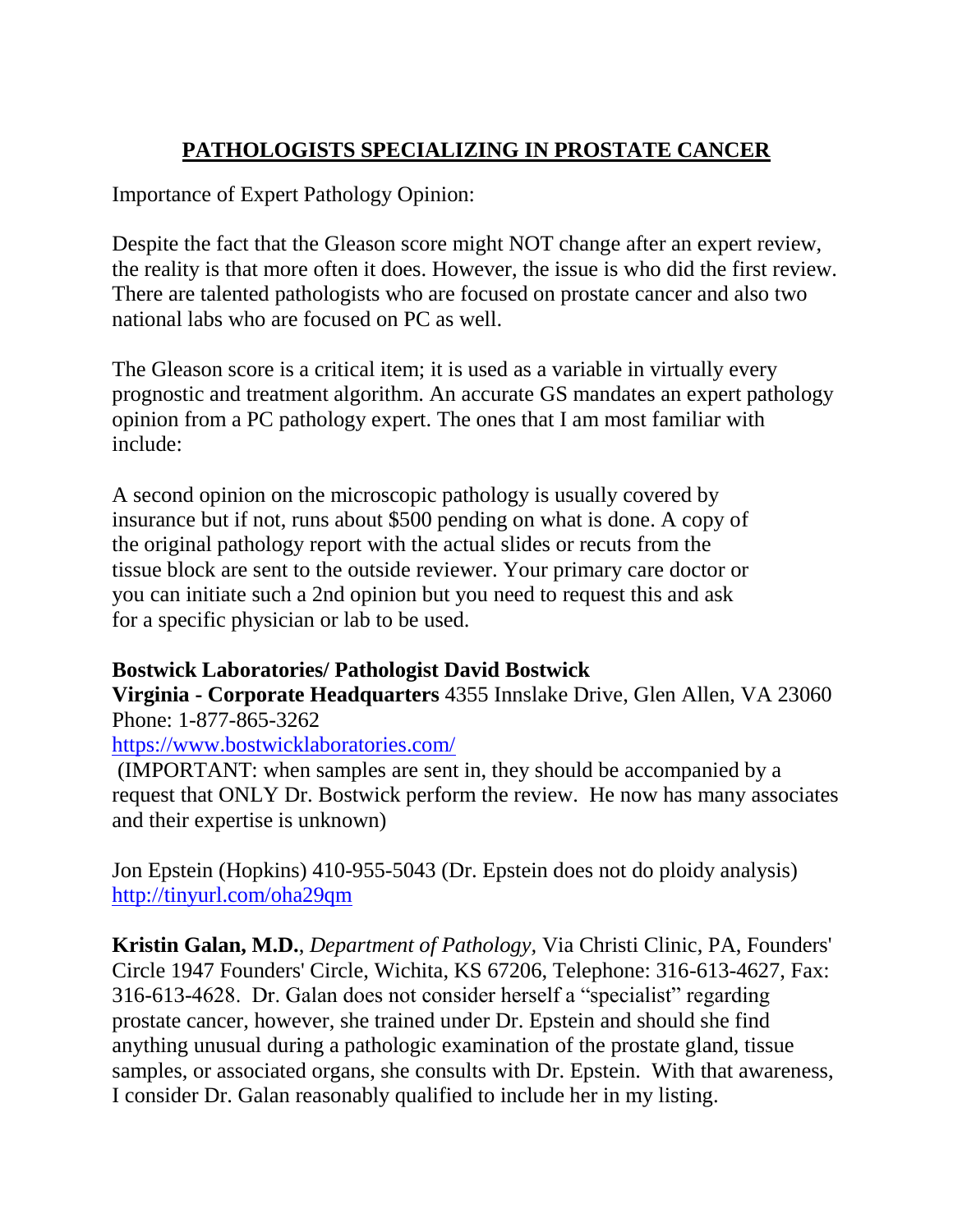# PATHOLOGISTS SPECIALIZING IN PROSTATE CANCER

Importance of Expert Pathology Opinion:

Despite the fact that the Gleason score might NOT change after an expert review, the reality is that more often it does. However, the issue is who did the first review. There are talented pathologists who are focused on prostate cancer and also two national labs who are focused on PC as well.

The Gleason score is a critical item; it is used as a variable in virtually every prognostic and treatment algorithm. An accurate GS mandates an expert pathology opinion from a PC pathology expert. The ones that I am most familiar with include:

A second opinion on the microscopic pathology is usually covered by insurance but if not, runs about $500 pending on what is done. A copy of the original pathology report with the actual slides or recuts from the tissue block are sent to the outside reviewer. Your primary care doctor or you can initiate such a 2nd opinion but you need to request this and ask for a specific physician or lab to be used.

**Bostwick Laboratories/ Pathologist David Bostwick**
**Virginia - Corporate Headquarters** 4355 Innslake Drive, Glen Allen, VA 23060 Phone: 1-877-865-3262
[https://www.bostwicklaboratories.com/](https://www.bostwicklaboratories.com/)
(IMPORTANT: when samples are sent in, they should be accompanied by a request that ONLY Dr. Bostwick perform the review. He now has many associates and their expertise is unknown)

Jon Epstein (Hopkins) 410-955-5043 (Dr. Epstein does not do ploidy analysis)
[http://tinyurl.com/oha29qm](http://tinyurl.com/oha29qm)

**Kristin Galan, M.D.**, *Department of Pathology,* Via Christi Clinic, PA, Founders' Circle 1947 Founders' Circle, Wichita, KS 67206, Telephone: 316-613-4627, Fax: 316-613-4628. Dr. Galan does not consider herself a "specialist" regarding prostate cancer, however, she trained under Dr. Epstein and should she find anything unusual during a pathologic examination of the prostate gland, tissue samples, or associated organs, she consults with Dr. Epstein. With that awareness, I consider Dr. Galan reasonably qualified to include her in my listing.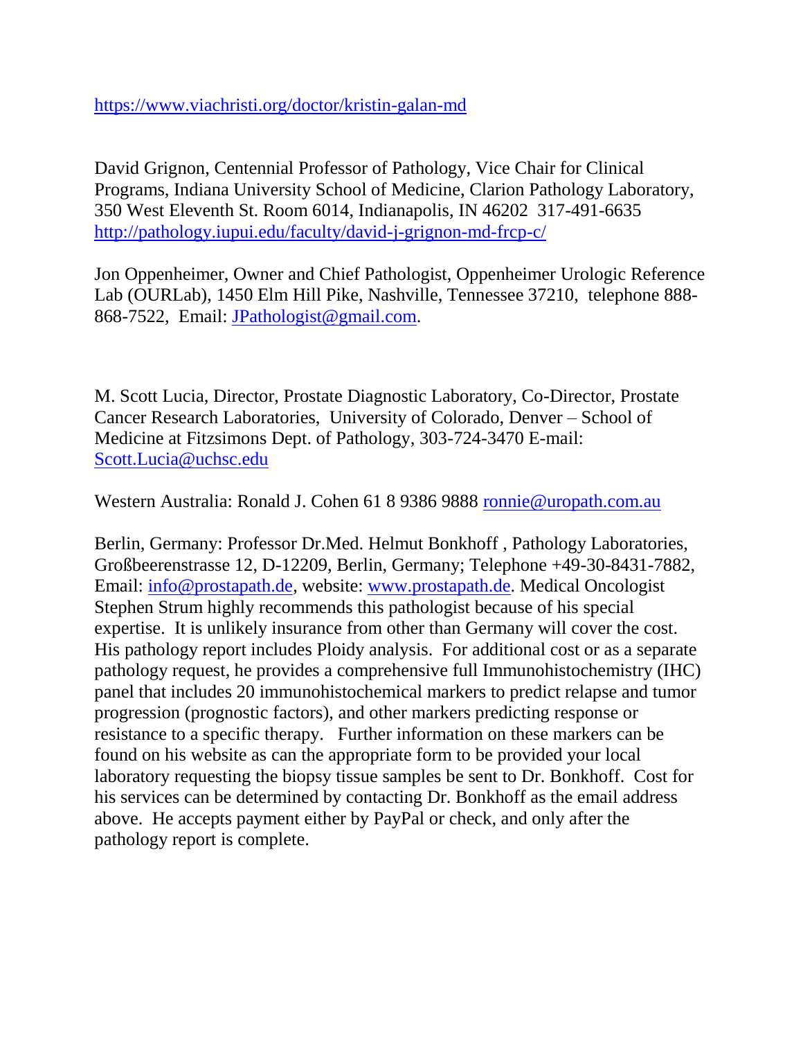https://www.viachristi.org/doctor/kristin-galan-md

David Grignon, Centennial Professor of Pathology, Vice Chair for Clinical Programs, Indiana University School of Medicine, Clarion Pathology Laboratory, 350 West Eleventh St. Room 6014, Indianapolis, IN 46202 317-491-6635 http://pathology.iupui.edu/faculty/david-j-grignon-md-frcp-c/

Jon Oppenheimer, Owner and Chief Pathologist, Oppenheimer Urologic Reference Lab (OURLab), 1450 Elm Hill Pike, Nashville, Tennessee 37210, telephone 888-868-7522, Email: JPathologist@gmail.com.

M. Scott Lucia, Director, Prostate Diagnostic Laboratory, Co-Director, Prostate Cancer Research Laboratories, University of Colorado, Denver – School of Medicine at Fitzsimons Dept. of Pathology, 303-724-3470 E-mail: Scott.Lucia@uchsc.edu

Western Australia: Ronald J. Cohen 61 8 9386 9888 ronnie@uropath.com.au

Berlin, Germany: Professor Dr.Med. Helmut Bonkhoff , Pathology Laboratories, Großbeerenstrasse 12, D-12209, Berlin, Germany; Telephone +49-30-8431-7882, Email: info@prostapath.de, website: www.prostapath.de. Medical Oncologist Stephen Strum highly recommends this pathologist because of his special expertise. It is unlikely insurance from other than Germany will cover the cost. His pathology report includes Ploidy analysis. For additional cost or as a separate pathology request, he provides a comprehensive full Immunohistochemistry (IHC) panel that includes 20 immunohistochemical markers to predict relapse and tumor progression (prognostic factors), and other markers predicting response or resistance to a specific therapy. Further information on these markers can be found on his website as can the appropriate form to be provided your local laboratory requesting the biopsy tissue samples be sent to Dr. Bonkhoff. Cost for his services can be determined by contacting Dr. Bonkhoff as the email address above. He accepts payment either by PayPal or check, and only after the pathology report is complete.